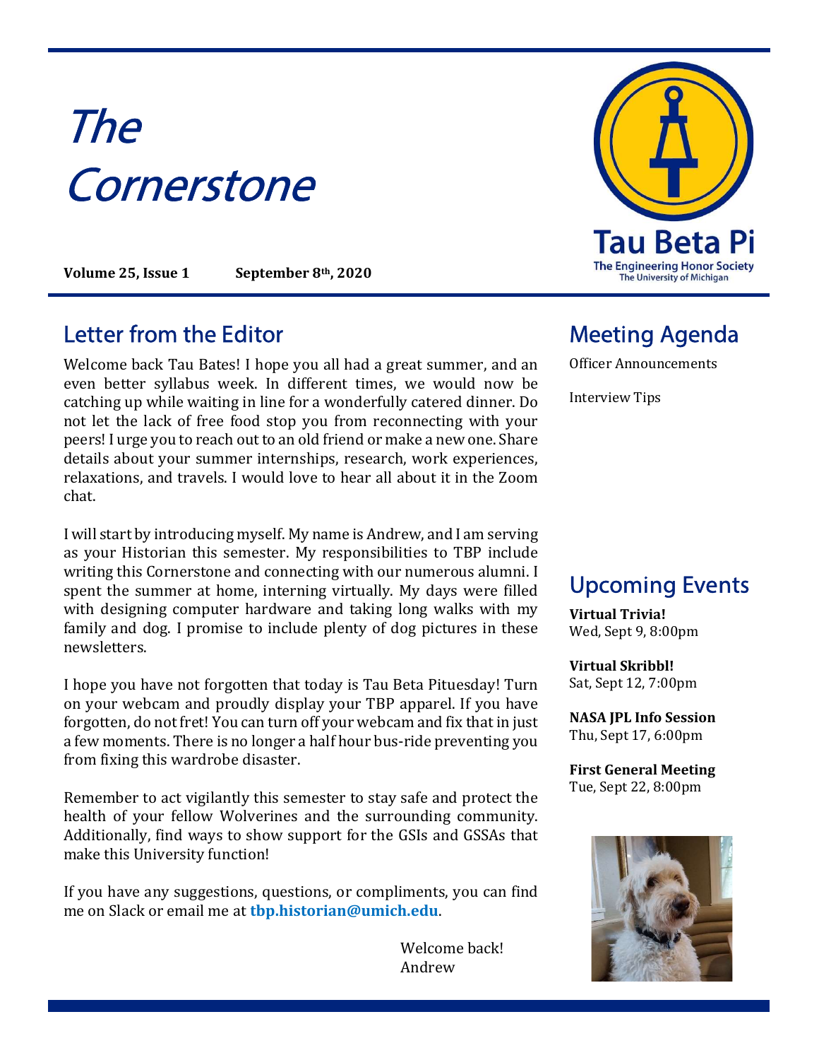# The Cornerstone

**Volume 25, Issue 1** **September 8th, 2020**

Tau Beta Pi
The Engineering Honor Society
The University of Michigan

## Letter from the Editor

Welcome back Tau Bates! I hope you all had a great summer, and an even better syllabus week. In different times, we would now be catching up while waiting in line for a wonderfully catered dinner. Do not let the lack of free food stop you from reconnecting with your peers! I urge you to reach out to an old friend or make a new one. Share details about your summer internships, research, work experiences, relaxations, and travels. I would love to hear all about it in the Zoom chat.

I will start by introducing myself. My name is Andrew, and I am serving as your Historian this semester. My responsibilities to TBP include writing this Cornerstone and connecting with our numerous alumni. I spent the summer at home, interning virtually. My days were filled with designing computer hardware and taking long walks with my family and dog. I promise to include plenty of dog pictures in these newsletters.

I hope you have not forgotten that today is Tau Beta Pituesday! Turn on your webcam and proudly display your TBP apparel. If you have forgotten, do not fret! You can turn off your webcam and fix that in just a few moments. There is no longer a half hour bus-ride preventing you from fixing this wardrobe disaster.

Remember to act vigilantly this semester to stay safe and protect the health of your fellow Wolverines and the surrounding community. Additionally, find ways to show support for the GSIs and GSSAs that make this University function!

If you have any suggestions, questions, or compliments, you can find me on Slack or email me at **tbp.historian@umich.edu**.

Welcome back!
Andrew

## Meeting Agenda

Officer Announcements

Interview Tips

## Upcoming Events

**Virtual Trivia!**
Wed, Sept 9, 8:00pm

**Virtual Skribbl!**
Sat, Sept 12, 7:00pm

**NASA JPL Info Session**
Thu, Sept 17, 6:00pm

**First General Meeting**
Tue, Sept 22, 8:00pm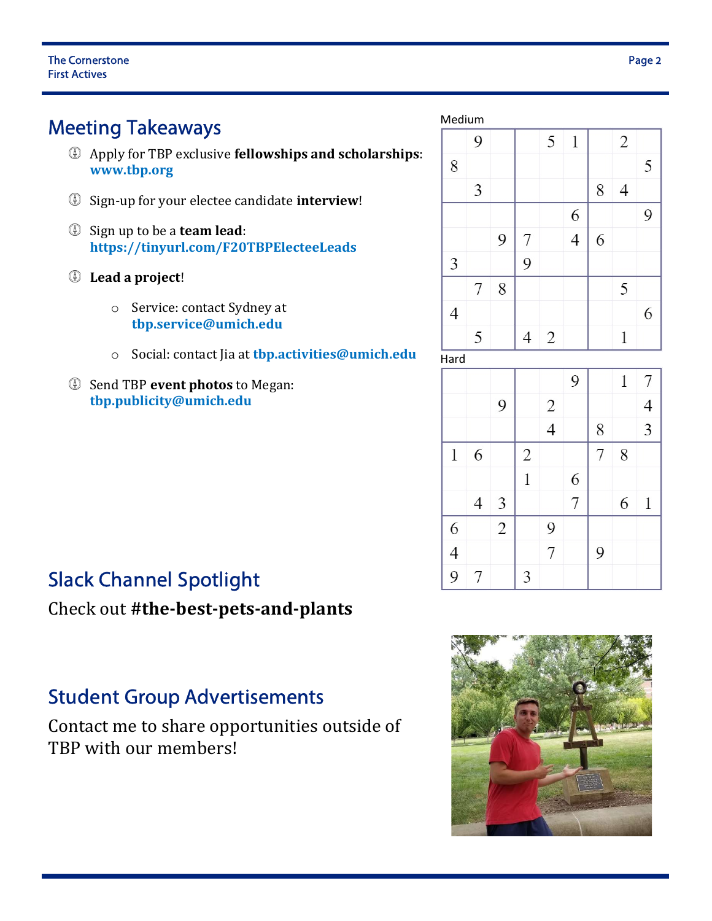## Meeting Takeaways

- Apply for TBP exclusive **fellowships and scholarships**: **www.tbp.org**
- Sign-up for your electee candidate **interview**!
- Sign up to be a **team lead**: **https://tinyurl.com/F20TBPElecteeLeads**
- **Lead a project**!
  - Service: contact Sydney at **tbp.service@umich.edu**
  - Social: contact Jia at **tbp.activities@umich.edu**
- Send TBP **event photos** to Megan: **tbp.publicity@umich.edu**

Medium

| | | | | | | | | |
|---|---|---|---|---|---|---|---|---|
| | 9 | | | 5 | 1 | | 2 | |
| 8 | | | | | | | | 5 |
| | 3 | | | | | 8 | 4 | |
| | | | | | 6 | | | 9 |
| | | 9 | 7 | | 4 | 6 | | |
| 3 | | | 9 | | | | | |
| | 7 | 8 | | | | | 5 | |
| 4 | | | | | | | | 6 |
| | 5 | | 4 | 2 | | | 1 | |

Hard

| | | | | | | | | |
|---|---|---|---|---|---|---|---|---|
| | | | | | 9 | | 1 | 7 |
| | | 9 | | 2 | | | | 4 |
| | | | | 4 | | 8 | | 3 |
| 1 | 6 | | 2 | | | 7 | 8 | |
| | | | 1 | | 6 | | | |
| | 4 | 3 | | | 7 | | 6 | 1 |
| 6 | | 2 | | 9 | | | | |
| 4 | | | | 7 | | 9 | | |
| 9 | 7 | | 3 | | | | | |

## Slack Channel Spotlight

Check out **#the-best-pets-and-plants**

## Student Group Advertisements

Contact me to share opportunities outside of TBP with our members!